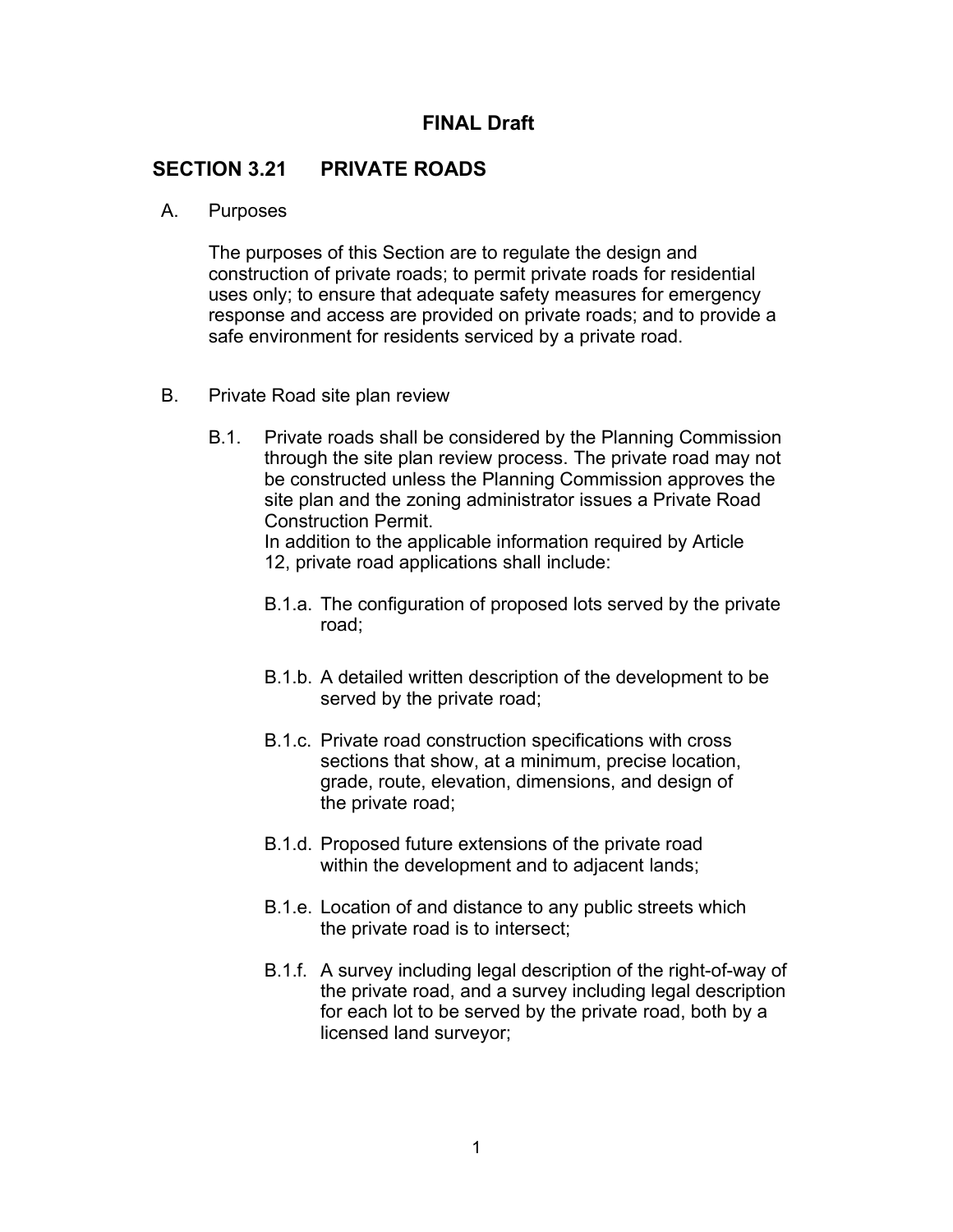**FINAL Draft**

# SECTION 3.21 PRIVATE ROADS

A. Purposes

The purposes of this Section are to regulate the design and construction of private roads; to permit private roads for residential uses only; to ensure that adequate safety measures for emergency response and access are provided on private roads; and to provide a safe environment for residents serviced by a private road.

B. Private Road site plan review

B.1. Private roads shall be considered by the Planning Commission through the site plan review process. The private road may not be constructed unless the Planning Commission approves the site plan and the zoning administrator issues a Private Road Construction Permit.
In addition to the applicable information required by Article 12, private road applications shall include:

B.1.a. The configuration of proposed lots served by the private road;

B.1.b. A detailed written description of the development to be served by the private road;

B.1.c. Private road construction specifications with cross sections that show, at a minimum, precise location, grade, route, elevation, dimensions, and design of the private road;

B.1.d. Proposed future extensions of the private road within the development and to adjacent lands;

B.1.e. Location of and distance to any public streets which the private road is to intersect;

B.1.f. A survey including legal description of the right-of-way of the private road, and a survey including legal description for each lot to be served by the private road, both by a licensed land surveyor;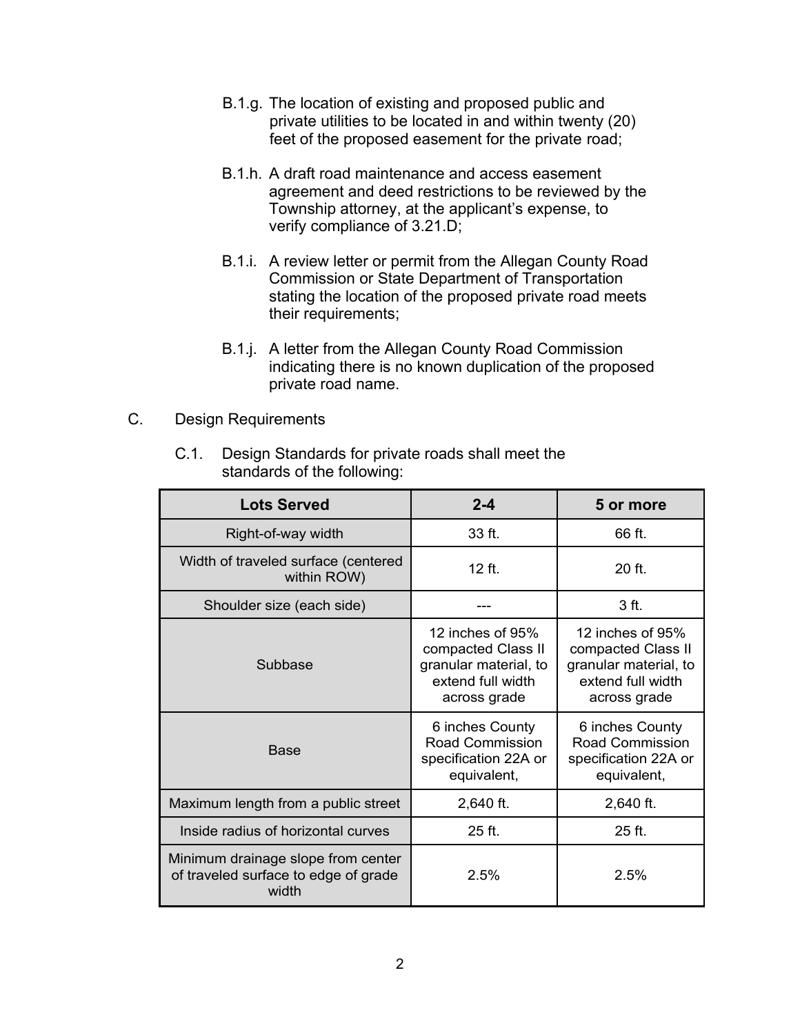B.1.g. The location of existing and proposed public and private utilities to be located in and within twenty (20) feet of the proposed easement for the private road;

B.1.h. A draft road maintenance and access easement agreement and deed restrictions to be reviewed by the Township attorney, at the applicant's expense, to verify compliance of 3.21.D;

B.1.i. A review letter or permit from the Allegan County Road Commission or State Department of Transportation stating the location of the proposed private road meets their requirements;

B.1.j. A letter from the Allegan County Road Commission indicating there is no known duplication of the proposed private road name.

C. Design Requirements

C.1. Design Standards for private roads shall meet the standards of the following:

| Lots Served | 2-4 | 5 or more |
|---|---|---|
| Right-of-way width | 33 ft. | 66 ft. |
| Width of traveled surface (centered within ROW) | 12 ft. | 20 ft. |
| Shoulder size (each side) | --- | 3 ft. |
| Subbase | 12 inches of 95% compacted Class II granular material, to extend full width across grade | 12 inches of 95% compacted Class II granular material, to extend full width across grade |
| Base | 6 inches County Road Commission specification 22A or equivalent, | 6 inches County Road Commission specification 22A or equivalent, |
| Maximum length from a public street | 2,640 ft. | 2,640 ft. |
| Inside radius of horizontal curves | 25 ft. | 25 ft. |
| Minimum drainage slope from center of traveled surface to edge of grade width | 2.5% | 2.5% |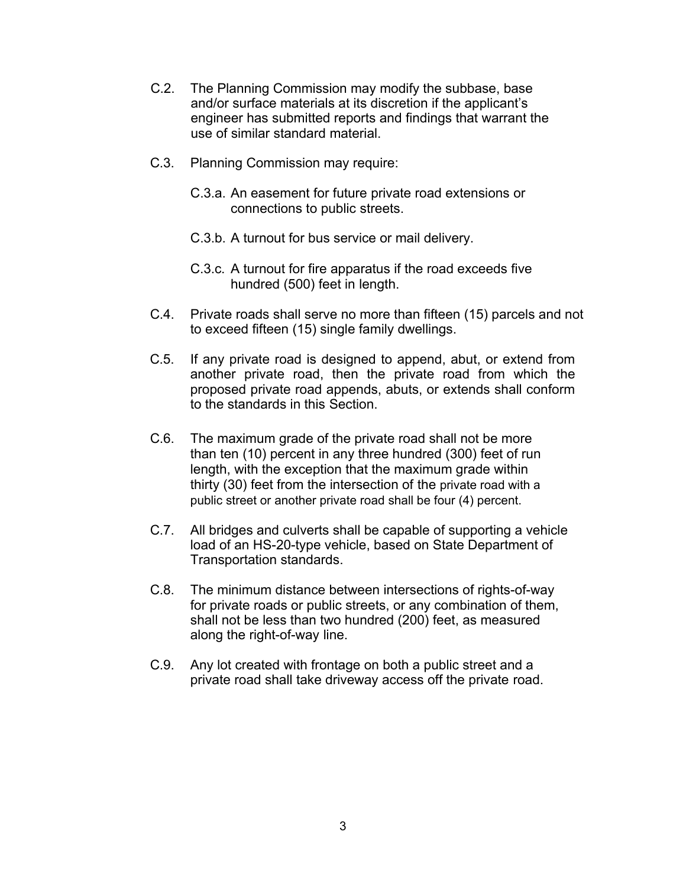C.2. The Planning Commission may modify the subbase, base and/or surface materials at its discretion if the applicant's engineer has submitted reports and findings that warrant the use of similar standard material.

C.3. Planning Commission may require:

C.3.a. An easement for future private road extensions or connections to public streets.

C.3.b. A turnout for bus service or mail delivery.

C.3.c. A turnout for fire apparatus if the road exceeds five hundred (500) feet in length.

C.4. Private roads shall serve no more than fifteen (15) parcels and not to exceed fifteen (15) single family dwellings.

C.5. If any private road is designed to append, abut, or extend from another private road, then the private road from which the proposed private road appends, abuts, or extends shall conform to the standards in this Section.

C.6. The maximum grade of the private road shall not be more than ten (10) percent in any three hundred (300) feet of run length, with the exception that the maximum grade within thirty (30) feet from the intersection of the private road with a public street or another private road shall be four (4) percent.

C.7. All bridges and culverts shall be capable of supporting a vehicle load of an HS-20-type vehicle, based on State Department of Transportation standards.

C.8. The minimum distance between intersections of rights-of-way for private roads or public streets, or any combination of them, shall not be less than two hundred (200) feet, as measured along the right-of-way line.

C.9. Any lot created with frontage on both a public street and a private road shall take driveway access off the private road.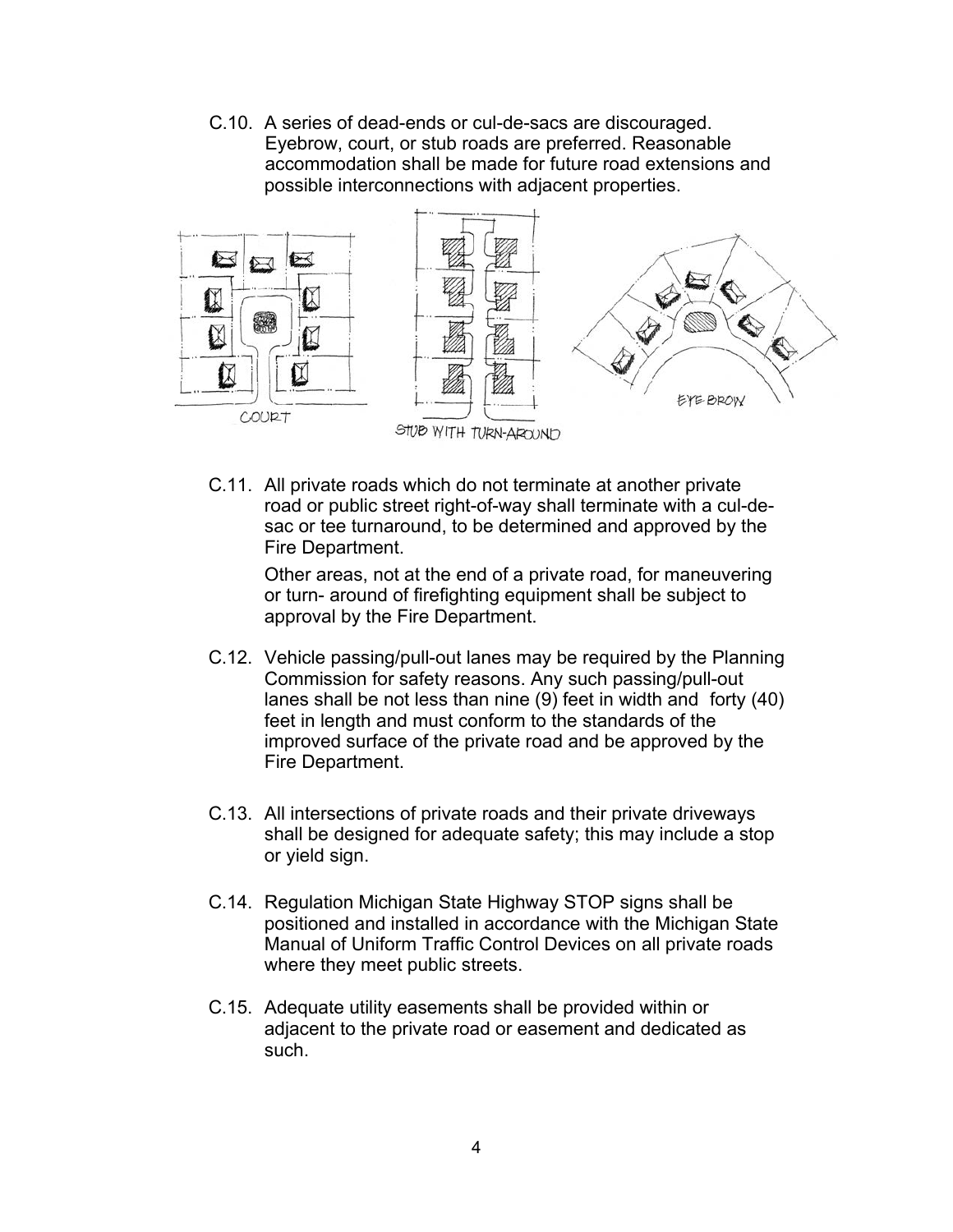C.10. A series of dead-ends or cul-de-sacs are discouraged. Eyebrow, court, or stub roads are preferred. Reasonable accommodation shall be made for future road extensions and possible interconnections with adjacent properties.

COURT

STUB WITH TURN-AROUND

EYE-BROW

C.11. All private roads which do not terminate at another private road or public street right-of-way shall terminate with a cul-de-sac or tee turnaround, to be determined and approved by the Fire Department.

Other areas, not at the end of a private road, for maneuvering or turn- around of firefighting equipment shall be subject to approval by the Fire Department.

C.12. Vehicle passing/pull-out lanes may be required by the Planning Commission for safety reasons. Any such passing/pull-out lanes shall be not less than nine (9) feet in width and forty (40) feet in length and must conform to the standards of the improved surface of the private road and be approved by the Fire Department.

C.13. All intersections of private roads and their private driveways shall be designed for adequate safety; this may include a stop or yield sign.

C.14. Regulation Michigan State Highway STOP signs shall be positioned and installed in accordance with the Michigan State Manual of Uniform Traffic Control Devices on all private roads where they meet public streets.

C.15. Adequate utility easements shall be provided within or adjacent to the private road or easement and dedicated as such.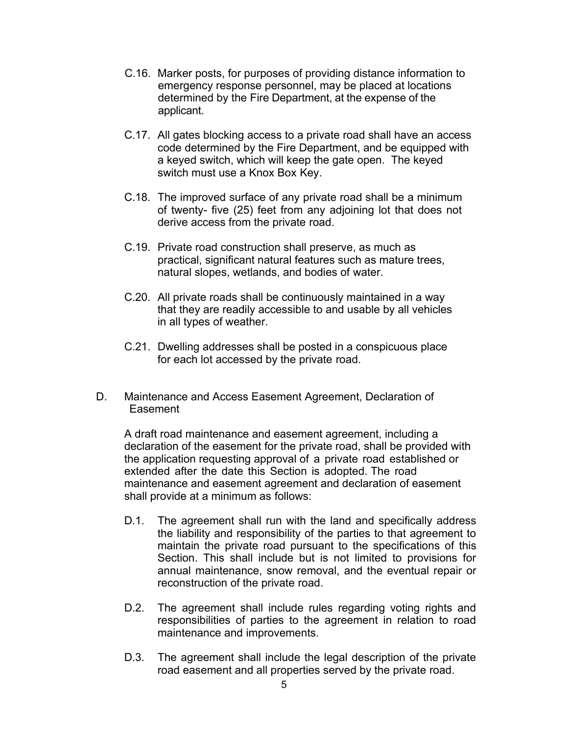C.16. Marker posts, for purposes of providing distance information to emergency response personnel, may be placed at locations determined by the Fire Department, at the expense of the applicant.

C.17. All gates blocking access to a private road shall have an access code determined by the Fire Department, and be equipped with a keyed switch, which will keep the gate open. The keyed switch must use a Knox Box Key.

C.18. The improved surface of any private road shall be a minimum of twenty- five (25) feet from any adjoining lot that does not derive access from the private road.

C.19. Private road construction shall preserve, as much as practical, significant natural features such as mature trees, natural slopes, wetlands, and bodies of water.

C.20. All private roads shall be continuously maintained in a way that they are readily accessible to and usable by all vehicles in all types of weather.

C.21. Dwelling addresses shall be posted in a conspicuous place for each lot accessed by the private road.

D. Maintenance and Access Easement Agreement, Declaration of Easement

A draft road maintenance and easement agreement, including a declaration of the easement for the private road, shall be provided with the application requesting approval of a private road established or extended after the date this Section is adopted. The road maintenance and easement agreement and declaration of easement shall provide at a minimum as follows:

D.1. The agreement shall run with the land and specifically address the liability and responsibility of the parties to that agreement to maintain the private road pursuant to the specifications of this Section. This shall include but is not limited to provisions for annual maintenance, snow removal, and the eventual repair or reconstruction of the private road.

D.2. The agreement shall include rules regarding voting rights and responsibilities of parties to the agreement in relation to road maintenance and improvements.

D.3. The agreement shall include the legal description of the private road easement and all properties served by the private road.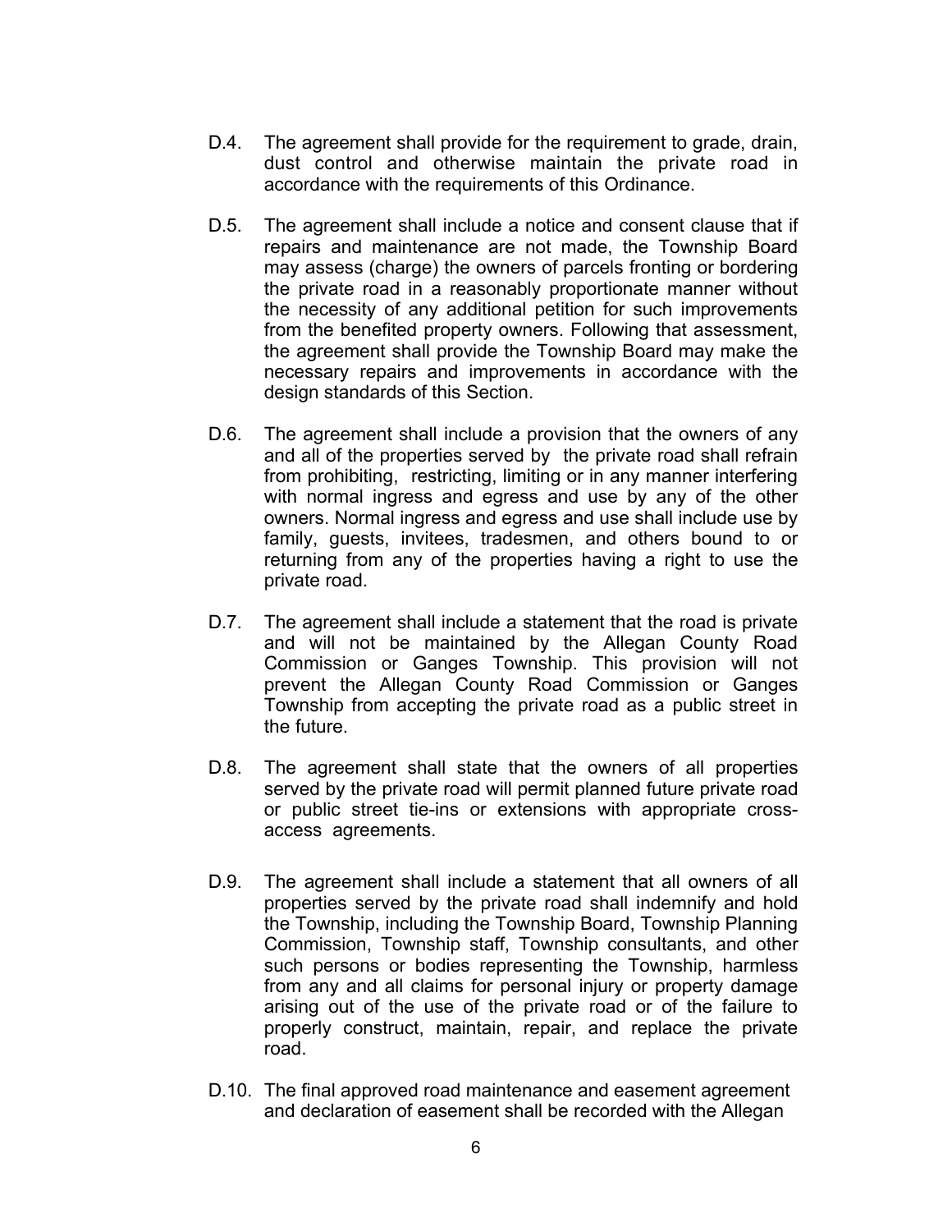D.4. The agreement shall provide for the requirement to grade, drain, dust control and otherwise maintain the private road in accordance with the requirements of this Ordinance.

D.5. The agreement shall include a notice and consent clause that if repairs and maintenance are not made, the Township Board may assess (charge) the owners of parcels fronting or bordering the private road in a reasonably proportionate manner without the necessity of any additional petition for such improvements from the benefited property owners. Following that assessment, the agreement shall provide the Township Board may make the necessary repairs and improvements in accordance with the design standards of this Section.

D.6. The agreement shall include a provision that the owners of any and all of the properties served by the private road shall refrain from prohibiting, restricting, limiting or in any manner interfering with normal ingress and egress and use by any of the other owners. Normal ingress and egress and use shall include use by family, guests, invitees, tradesmen, and others bound to or returning from any of the properties having a right to use the private road.

D.7. The agreement shall include a statement that the road is private and will not be maintained by the Allegan County Road Commission or Ganges Township. This provision will not prevent the Allegan County Road Commission or Ganges Township from accepting the private road as a public street in the future.

D.8. The agreement shall state that the owners of all properties served by the private road will permit planned future private road or public street tie-ins or extensions with appropriate cross-access agreements.

D.9. The agreement shall include a statement that all owners of all properties served by the private road shall indemnify and hold the Township, including the Township Board, Township Planning Commission, Township staff, Township consultants, and other such persons or bodies representing the Township, harmless from any and all claims for personal injury or property damage arising out of the use of the private road or of the failure to properly construct, maintain, repair, and replace the private road.

D.10. The final approved road maintenance and easement agreement and declaration of easement shall be recorded with the Allegan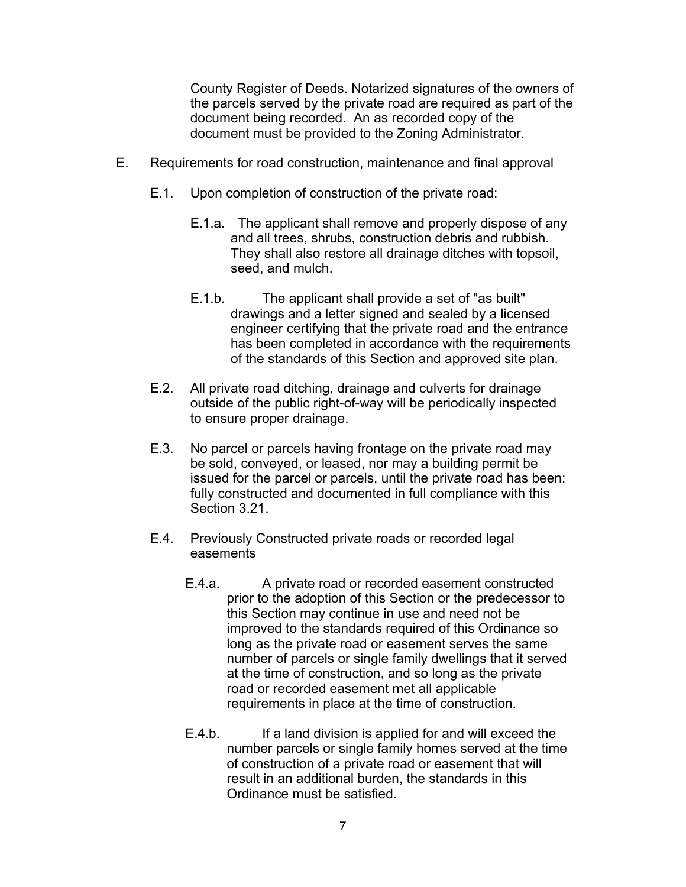County Register of Deeds. Notarized signatures of the owners of the parcels served by the private road are required as part of the document being recorded. An as recorded copy of the document must be provided to the Zoning Administrator.

E. Requirements for road construction, maintenance and final approval

E.1. Upon completion of construction of the private road:

E.1.a. The applicant shall remove and properly dispose of any and all trees, shrubs, construction debris and rubbish. They shall also restore all drainage ditches with topsoil, seed, and mulch.

E.1.b. The applicant shall provide a set of "as built" drawings and a letter signed and sealed by a licensed engineer certifying that the private road and the entrance has been completed in accordance with the requirements of the standards of this Section and approved site plan.

E.2. All private road ditching, drainage and culverts for drainage outside of the public right-of-way will be periodically inspected to ensure proper drainage.

E.3. No parcel or parcels having frontage on the private road may be sold, conveyed, or leased, nor may a building permit be issued for the parcel or parcels, until the private road has been: fully constructed and documented in full compliance with this Section 3.21.

E.4. Previously Constructed private roads or recorded legal easements

E.4.a. A private road or recorded easement constructed prior to the adoption of this Section or the predecessor to this Section may continue in use and need not be improved to the standards required of this Ordinance so long as the private road or easement serves the same number of parcels or single family dwellings that it served at the time of construction, and so long as the private road or recorded easement met all applicable requirements in place at the time of construction.

E.4.b. If a land division is applied for and will exceed the number parcels or single family homes served at the time of construction of a private road or easement that will result in an additional burden, the standards in this Ordinance must be satisfied.